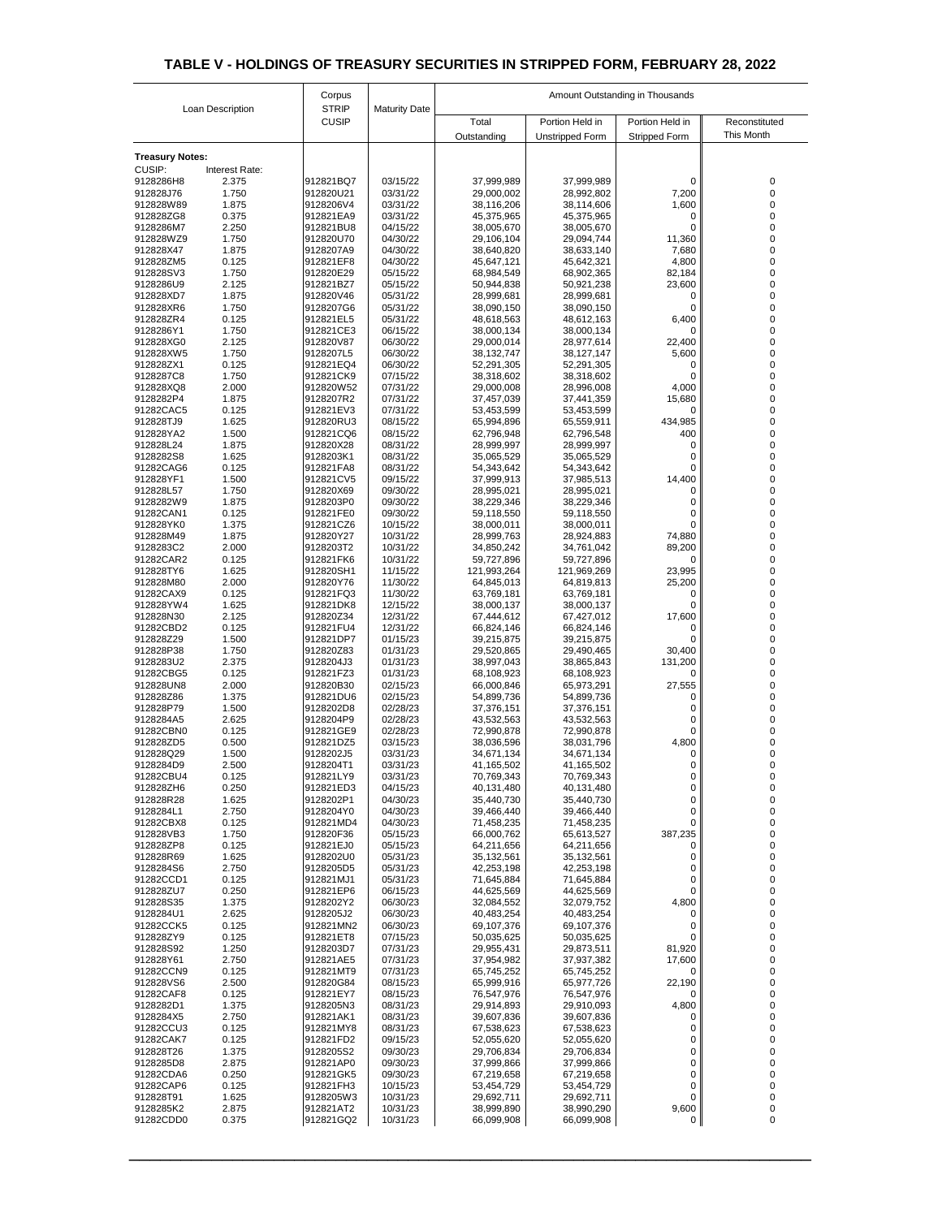# TABLE V - HOLDINGS OF TREASURY SECURITIES IN STRIPPED FORM, FEBRUARY 28, 2022

| Loan Description | | Corpus STRIP CUSIP | Maturity Date | Amount Outstanding in Thousands | | | |
|---|---|---|---|---|---|---|---|
| | | | | Total Outstanding | Portion Held in Unstripped Form | Portion Held in Stripped Form | Reconstituted This Month |
| **Treasury Notes:** | | | | | | | |
| CUSIP: | Interest Rate: | | | | | | |
| 9128286H8 | 2.375 | 912821BQ7 | 03/15/22 | 37,999,989 | 37,999,989 | 0 | 0 |
| 912828J76 | 1.750 | 912820U21 | 03/31/22 | 29,000,002 | 28,992,802 | 7,200 | 0 |
| 912828W89 | 1.875 | 9128206V4 | 03/31/22 | 38,116,206 | 38,114,606 | 1,600 | 0 |
| 912828ZG8 | 0.375 | 912821EA9 | 03/31/22 | 45,375,965 | 45,375,965 | 0 | 0 |
| 9128286M7 | 2.250 | 912821BU8 | 04/15/22 | 38,005,670 | 38,005,670 | 0 | 0 |
| 912828WZ9 | 1.750 | 912820U70 | 04/30/22 | 29,106,104 | 29,094,744 | 11,360 | 0 |
| 912828X47 | 1.875 | 9128207A9 | 04/30/22 | 38,640,820 | 38,633,140 | 7,680 | 0 |
| 912828ZM5 | 0.125 | 912821EF8 | 04/30/22 | 45,647,121 | 45,642,321 | 4,800 | 0 |
| 912828SV3 | 1.750 | 912820E29 | 05/15/22 | 68,984,549 | 68,902,365 | 82,184 | 0 |
| 9128286U9 | 2.125 | 912821BZ7 | 05/15/22 | 50,944,838 | 50,921,238 | 23,600 | 0 |
| 912828XD7 | 1.875 | 912820V46 | 05/31/22 | 28,999,681 | 28,999,681 | 0 | 0 |
| 912828XR6 | 1.750 | 9128207G6 | 05/31/22 | 38,090,150 | 38,090,150 | 0 | 0 |
| 912828ZR4 | 0.125 | 912821EL5 | 05/31/22 | 48,618,563 | 48,612,163 | 6,400 | 0 |
| 9128286Y1 | 1.750 | 912821CE3 | 06/15/22 | 38,000,134 | 38,000,134 | 0 | 0 |
| 912828XG0 | 2.125 | 912820V87 | 06/30/22 | 29,000,014 | 28,977,614 | 22,400 | 0 |
| 912828XW5 | 1.750 | 9128207L5 | 06/30/22 | 38,132,747 | 38,127,147 | 5,600 | 0 |
| 912828ZX1 | 0.125 | 912821EQ4 | 06/30/22 | 52,291,305 | 52,291,305 | 0 | 0 |
| 9128287C8 | 1.750 | 912821CK9 | 07/15/22 | 38,318,602 | 38,318,602 | 0 | 0 |
| 912828XQ8 | 2.000 | 912820W52 | 07/31/22 | 29,000,008 | 28,996,008 | 4,000 | 0 |
| 9128282P4 | 1.875 | 9128207R2 | 07/31/22 | 37,457,039 | 37,441,359 | 15,680 | 0 |
| 91282CAC5 | 0.125 | 912821EV3 | 07/31/22 | 53,453,599 | 53,453,599 | 0 | 0 |
| 912828TJ9 | 1.625 | 912820RU3 | 08/15/22 | 65,994,896 | 65,559,911 | 434,985 | 0 |
| 912828YA2 | 1.500 | 912821CQ6 | 08/15/22 | 62,796,948 | 62,796,548 | 400 | 0 |
| 912828L24 | 1.875 | 912820X28 | 08/31/22 | 28,999,997 | 28,999,997 | 0 | 0 |
| 9128282S8 | 1.625 | 9128203K1 | 08/31/22 | 35,065,529 | 35,065,529 | 0 | 0 |
| 91282CAG6 | 0.125 | 912821FA8 | 08/31/22 | 54,343,642 | 54,343,642 | 0 | 0 |
| 912828YF1 | 1.500 | 912821CV5 | 09/15/22 | 37,999,913 | 37,985,513 | 14,400 | 0 |
| 912828L57 | 1.750 | 912820X69 | 09/30/22 | 28,995,021 | 28,995,021 | 0 | 0 |
| 9128282W9 | 1.875 | 9128203P0 | 09/30/22 | 38,229,346 | 38,229,346 | 0 | 0 |
| 91282CAN1 | 0.125 | 912821FE0 | 09/30/22 | 59,118,550 | 59,118,550 | 0 | 0 |
| 912828YK0 | 1.375 | 912821CZ6 | 10/15/22 | 38,000,011 | 38,000,011 | 0 | 0 |
| 912828M49 | 1.875 | 912820Y27 | 10/31/22 | 28,999,763 | 28,924,883 | 74,880 | 0 |
| 9128283C2 | 2.000 | 9128203T2 | 10/31/22 | 34,850,242 | 34,761,042 | 89,200 | 0 |
| 91282CAR2 | 0.125 | 912821FK6 | 10/31/22 | 59,727,896 | 59,727,896 | 0 | 0 |
| 912828TY6 | 1.625 | 912820SH1 | 11/15/22 | 121,993,264 | 121,969,269 | 23,995 | 0 |
| 912828M80 | 2.000 | 912820Y76 | 11/30/22 | 64,845,013 | 64,819,813 | 25,200 | 0 |
| 91282CAX9 | 0.125 | 912821FQ3 | 11/30/22 | 63,769,181 | 63,769,181 | 0 | 0 |
| 912828YW4 | 1.625 | 912821DK8 | 12/15/22 | 38,000,137 | 38,000,137 | 0 | 0 |
| 912828N30 | 2.125 | 912820Z34 | 12/31/22 | 67,444,612 | 67,427,012 | 17,600 | 0 |
| 91282CBD2 | 0.125 | 912821FU4 | 12/31/22 | 66,824,146 | 66,824,146 | 0 | 0 |
| 912828Z29 | 1.500 | 912821DP7 | 01/15/23 | 39,215,875 | 39,215,875 | 0 | 0 |
| 912828P38 | 1.750 | 912820Z83 | 01/31/23 | 29,520,865 | 29,490,465 | 30,400 | 0 |
| 9128283U2 | 2.375 | 9128204J3 | 01/31/23 | 38,997,043 | 38,865,843 | 131,200 | 0 |
| 91282CBG5 | 0.125 | 912821FZ3 | 01/31/23 | 68,108,923 | 68,108,923 | 0 | 0 |
| 912828UN8 | 2.000 | 912820B30 | 02/15/23 | 66,000,846 | 65,973,291 | 27,555 | 0 |
| 912828Z86 | 1.375 | 912821DU6 | 02/15/23 | 54,899,736 | 54,899,736 | 0 | 0 |
| 912828P79 | 1.500 | 9128202D8 | 02/28/23 | 37,376,151 | 37,376,151 | 0 | 0 |
| 9128284A5 | 2.625 | 9128204P9 | 02/28/23 | 43,532,563 | 43,532,563 | 0 | 0 |
| 91282CBN0 | 0.125 | 912821GE9 | 02/28/23 | 72,990,878 | 72,990,878 | 0 | 0 |
| 912828ZD5 | 0.500 | 912821DZ5 | 03/15/23 | 38,036,596 | 38,031,796 | 4,800 | 0 |
| 912828Q29 | 1.500 | 9128202J5 | 03/31/23 | 34,671,134 | 34,671,134 | 0 | 0 |
| 9128284D9 | 2.500 | 9128204T1 | 03/31/23 | 41,165,502 | 41,165,502 | 0 | 0 |
| 91282CBU4 | 0.125 | 912821LY9 | 03/31/23 | 70,769,343 | 70,769,343 | 0 | 0 |
| 912828ZH6 | 0.250 | 912821ED3 | 04/15/23 | 40,131,480 | 40,131,480 | 0 | 0 |
| 912828R28 | 1.625 | 9128202P1 | 04/30/23 | 35,440,730 | 35,440,730 | 0 | 0 |
| 9128284L1 | 2.750 | 9128204Y0 | 04/30/23 | 39,466,440 | 39,466,440 | 0 | 0 |
| 91282CBX8 | 0.125 | 912821MD4 | 04/30/23 | 71,458,235 | 71,458,235 | 0 | 0 |
| 912828VB3 | 1.750 | 912820F36 | 05/15/23 | 66,000,762 | 65,613,527 | 387,235 | 0 |
| 912828ZP8 | 0.125 | 912821EJ0 | 05/15/23 | 64,211,656 | 64,211,656 | 0 | 0 |
| 912828R69 | 1.625 | 9128202U0 | 05/31/23 | 35,132,561 | 35,132,561 | 0 | 0 |
| 9128284S6 | 2.750 | 9128205D5 | 05/31/23 | 42,253,198 | 42,253,198 | 0 | 0 |
| 91282CCD1 | 0.125 | 912821MJ1 | 05/31/23 | 71,645,884 | 71,645,884 | 0 | 0 |
| 912828ZU7 | 0.250 | 912821EP6 | 06/15/23 | 44,625,569 | 44,625,569 | 0 | 0 |
| 912828S35 | 1.375 | 9128202Y2 | 06/30/23 | 32,084,552 | 32,079,752 | 4,800 | 0 |
| 9128284U1 | 2.625 | 9128205J2 | 06/30/23 | 40,483,254 | 40,483,254 | 0 | 0 |
| 91282CCK5 | 0.125 | 912821MN2 | 06/30/23 | 69,107,376 | 69,107,376 | 0 | 0 |
| 912828ZY9 | 0.125 | 912821ET8 | 07/15/23 | 50,035,625 | 50,035,625 | 0 | 0 |
| 912828S92 | 1.250 | 9128203D7 | 07/31/23 | 29,955,431 | 29,873,511 | 81,920 | 0 |
| 912828Y61 | 2.750 | 912821AE5 | 07/31/23 | 37,954,982 | 37,937,382 | 17,600 | 0 |
| 91282CCN9 | 0.125 | 912821MT9 | 07/31/23 | 65,745,252 | 65,745,252 | 0 | 0 |
| 912828VS6 | 2.500 | 912820G84 | 08/15/23 | 65,999,916 | 65,977,726 | 22,190 | 0 |
| 91282CAF8 | 0.125 | 912821EY7 | 08/15/23 | 76,547,976 | 76,547,976 | 0 | 0 |
| 9128282D1 | 1.375 | 9128205N3 | 08/31/23 | 29,914,893 | 29,910,093 | 4,800 | 0 |
| 9128284X5 | 2.750 | 912821AK1 | 08/31/23 | 39,607,836 | 39,607,836 | 0 | 0 |
| 91282CCU3 | 0.125 | 912821MY8 | 08/31/23 | 67,538,623 | 67,538,623 | 0 | 0 |
| 91282CAK7 | 0.125 | 912821FD2 | 09/15/23 | 52,055,620 | 52,055,620 | 0 | 0 |
| 912828T26 | 1.375 | 9128205S2 | 09/30/23 | 29,706,834 | 29,706,834 | 0 | 0 |
| 9128285D8 | 2.875 | 912821AP0 | 09/30/23 | 37,999,866 | 37,999,866 | 0 | 0 |
| 91282CDA6 | 0.250 | 912821GK5 | 09/30/23 | 67,219,658 | 67,219,658 | 0 | 0 |
| 91282CAP6 | 0.125 | 912821FH3 | 10/15/23 | 53,454,729 | 53,454,729 | 0 | 0 |
| 912828T91 | 1.625 | 9128205W3 | 10/31/23 | 29,692,711 | 29,692,711 | 0 | 0 |
| 9128285K2 | 2.875 | 912821AT2 | 10/31/23 | 38,999,890 | 38,990,290 | 9,600 | 0 |
| 91282CDD0 | 0.375 | 912821GQ2 | 10/31/23 | 66,099,908 | 66,099,908 | 0 | 0 |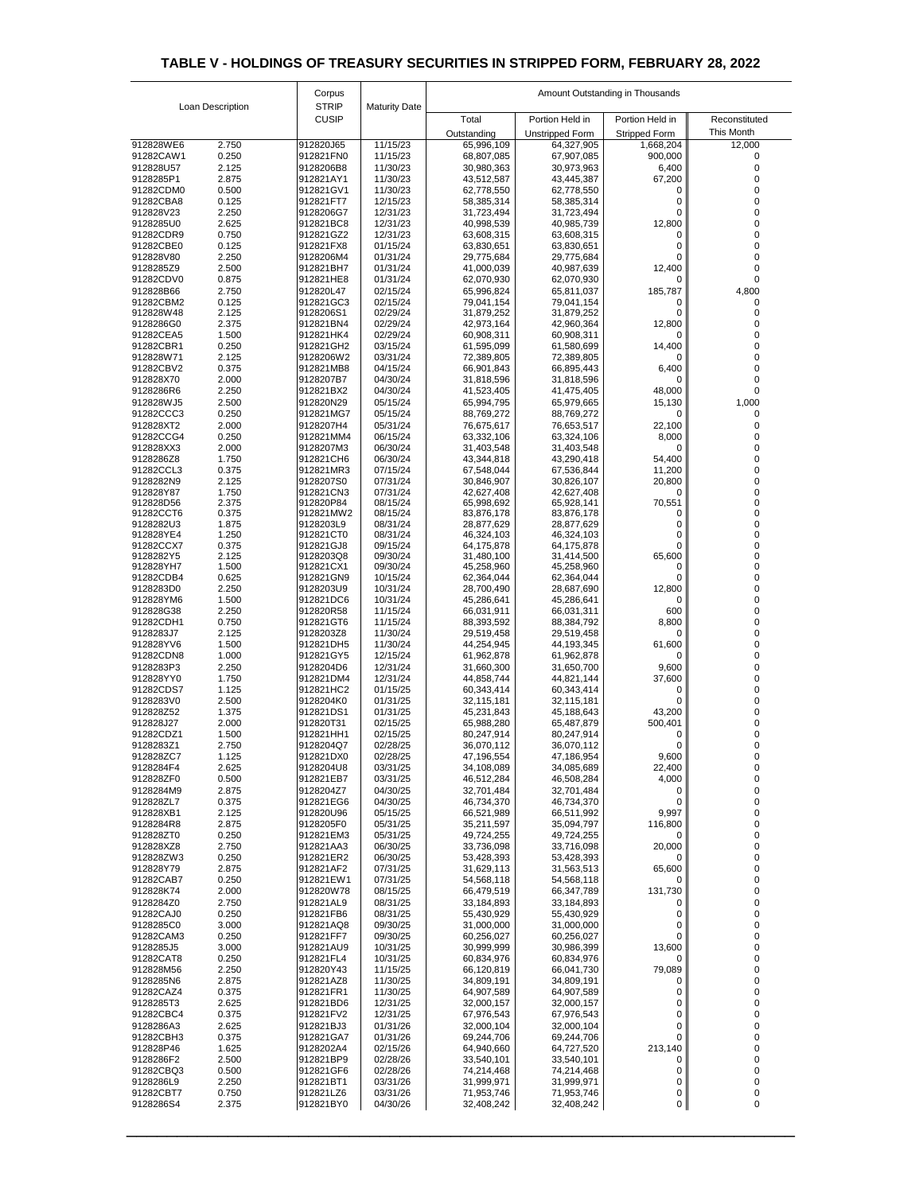## TABLE V - HOLDINGS OF TREASURY SECURITIES IN STRIPPED FORM, FEBRUARY 28, 2022

| Loan Description | | Corpus STRIP CUSIP | Maturity Date | Amount Outstanding in Thousands | | | |
|---|---|---|---|---|---|---|---|
| | | | | Total Outstanding | Portion Held in Unstripped Form | Portion Held in Stripped Form | Reconstituted This Month |
| 912828WE6 | 2.750 | 912820J65 | 11/15/23 | 65,996,109 | 64,327,905 | 1,668,204 | 12,000 |
| 91282CAW1 | 0.250 | 912821FN0 | 11/15/23 | 68,807,085 | 67,907,085 | 900,000 | 0 |
| 912828U57 | 2.125 | 9128206B8 | 11/30/23 | 30,980,363 | 30,973,963 | 6,400 | 0 |
| 9128285P1 | 2.875 | 912821AY1 | 11/30/23 | 43,512,587 | 43,445,387 | 67,200 | 0 |
| 91282CDM0 | 0.500 | 912821GV1 | 11/30/23 | 62,778,550 | 62,778,550 | 0 | 0 |
| 91282CBA8 | 0.125 | 912821FT7 | 12/15/23 | 58,385,314 | 58,385,314 | 0 | 0 |
| 912828V23 | 2.250 | 9128206G7 | 12/31/23 | 31,723,494 | 31,723,494 | 0 | 0 |
| 9128285U0 | 2.625 | 912821BC8 | 12/31/23 | 40,998,539 | 40,985,739 | 12,800 | 0 |
| 91282CDR9 | 0.750 | 912821GZ2 | 12/31/23 | 63,608,315 | 63,608,315 | 0 | 0 |
| 91282CBE0 | 0.125 | 912821FX8 | 01/15/24 | 63,830,651 | 63,830,651 | 0 | 0 |
| 912828V80 | 2.250 | 9128206M4 | 01/31/24 | 29,775,684 | 29,775,684 | 0 | 0 |
| 9128285Z9 | 2.500 | 912821BH7 | 01/31/24 | 41,000,039 | 40,987,639 | 12,400 | 0 |
| 91282CDV0 | 0.875 | 912821HE8 | 01/31/24 | 62,070,930 | 62,070,930 | 0 | 0 |
| 912828B66 | 2.750 | 912820L47 | 02/15/24 | 65,996,824 | 65,811,037 | 185,787 | 4,800 |
| 91282CBM2 | 0.125 | 912821GC3 | 02/15/24 | 79,041,154 | 79,041,154 | 0 | 0 |
| 912828W48 | 2.125 | 9128206S1 | 02/29/24 | 31,879,252 | 31,879,252 | 0 | 0 |
| 9128286G0 | 2.375 | 912821BN4 | 02/29/24 | 42,973,164 | 42,960,364 | 12,800 | 0 |
| 91282CEA5 | 1.500 | 912821HK4 | 02/29/24 | 60,908,311 | 60,908,311 | 0 | 0 |
| 91282CBR1 | 0.250 | 912821GH2 | 03/15/24 | 61,595,099 | 61,580,699 | 14,400 | 0 |
| 912828W71 | 2.125 | 9128206W2 | 03/31/24 | 72,389,805 | 72,389,805 | 0 | 0 |
| 91282CBV2 | 0.375 | 912821MB8 | 04/15/24 | 66,901,843 | 66,895,443 | 6,400 | 0 |
| 912828X70 | 2.000 | 9128207B7 | 04/30/24 | 31,818,596 | 31,818,596 | 0 | 0 |
| 9128286R6 | 2.250 | 912821BX2 | 04/30/24 | 41,523,405 | 41,475,405 | 48,000 | 0 |
| 912828WJ5 | 2.500 | 912820N29 | 05/15/24 | 65,994,795 | 65,979,665 | 15,130 | 1,000 |
| 91282CCC3 | 0.250 | 912821MG7 | 05/15/24 | 88,769,272 | 88,769,272 | 0 | 0 |
| 912828XT2 | 2.000 | 9128207H4 | 05/31/24 | 76,675,617 | 76,653,517 | 22,100 | 0 |
| 91282CCG4 | 0.250 | 912821MM4 | 06/15/24 | 63,332,106 | 63,324,106 | 8,000 | 0 |
| 912828XX3 | 2.000 | 9128207M3 | 06/30/24 | 31,403,548 | 31,403,548 | 0 | 0 |
| 9128286Z8 | 1.750 | 912821CH6 | 06/30/24 | 43,344,818 | 43,290,418 | 54,400 | 0 |
| 91282CCL3 | 0.375 | 912821MR3 | 07/15/24 | 67,548,044 | 67,536,844 | 11,200 | 0 |
| 9128282N9 | 2.125 | 9128207S0 | 07/31/24 | 30,846,907 | 30,826,107 | 20,800 | 0 |
| 912828Y87 | 1.750 | 912821CN3 | 07/31/24 | 42,627,408 | 42,627,408 | 0 | 0 |
| 912828D56 | 2.375 | 912820P84 | 08/15/24 | 65,998,692 | 65,928,141 | 70,551 | 0 |
| 91282CCT6 | 0.375 | 912821MW2 | 08/15/24 | 83,876,178 | 83,876,178 | 0 | 0 |
| 9128282U3 | 1.875 | 9128203L9 | 08/31/24 | 28,877,629 | 28,877,629 | 0 | 0 |
| 912828YE4 | 1.250 | 912821CT0 | 08/31/24 | 46,324,103 | 46,324,103 | 0 | 0 |
| 91282CCX7 | 0.375 | 912821GJ8 | 09/15/24 | 64,175,878 | 64,175,878 | 0 | 0 |
| 9128282Y5 | 2.125 | 9128203Q8 | 09/30/24 | 31,480,100 | 31,414,500 | 65,600 | 0 |
| 912828YH7 | 1.500 | 912821CX1 | 09/30/24 | 45,258,960 | 45,258,960 | 0 | 0 |
| 91282CDB4 | 0.625 | 912821GN9 | 10/15/24 | 62,364,044 | 62,364,044 | 0 | 0 |
| 9128283D0 | 2.250 | 9128203U9 | 10/31/24 | 28,700,490 | 28,687,690 | 12,800 | 0 |
| 912828YM6 | 1.500 | 912821DC6 | 10/31/24 | 45,286,641 | 45,286,641 | 0 | 0 |
| 912828G38 | 2.250 | 912820R58 | 11/15/24 | 66,031,911 | 66,031,311 | 600 | 0 |
| 91282CDH1 | 0.750 | 912821GT6 | 11/15/24 | 88,393,592 | 88,384,792 | 8,800 | 0 |
| 9128283J7 | 2.125 | 9128203Z8 | 11/30/24 | 29,519,458 | 29,519,458 | 0 | 0 |
| 912828YV6 | 1.500 | 912821DH5 | 11/30/24 | 44,254,945 | 44,193,345 | 61,600 | 0 |
| 91282CDN8 | 1.000 | 912821GY5 | 12/15/24 | 61,962,878 | 61,962,878 | 0 | 0 |
| 9128283P3 | 2.250 | 9128204D6 | 12/31/24 | 31,660,300 | 31,650,700 | 9,600 | 0 |
| 912828YY0 | 1.750 | 912821DM4 | 12/31/24 | 44,858,744 | 44,821,144 | 37,600 | 0 |
| 91282CDS7 | 1.125 | 912821HC2 | 01/15/25 | 60,343,414 | 60,343,414 | 0 | 0 |
| 9128283V0 | 2.500 | 9128204K0 | 01/31/25 | 32,115,181 | 32,115,181 | 0 | 0 |
| 912828Z52 | 1.375 | 912821DS1 | 01/31/25 | 45,231,843 | 45,188,643 | 43,200 | 0 |
| 912828J27 | 2.000 | 912820T31 | 02/15/25 | 65,988,280 | 65,487,879 | 500,401 | 0 |
| 91282CDZ1 | 1.500 | 912821HH1 | 02/15/25 | 80,247,914 | 80,247,914 | 0 | 0 |
| 9128283Z1 | 2.750 | 9128204Q7 | 02/28/25 | 36,070,112 | 36,070,112 | 0 | 0 |
| 912828ZC7 | 1.125 | 912821DX0 | 02/28/25 | 47,196,554 | 47,186,954 | 9,600 | 0 |
| 9128284F4 | 2.625 | 9128204U8 | 03/31/25 | 34,108,089 | 34,085,689 | 22,400 | 0 |
| 912828ZF0 | 0.500 | 912821EB7 | 03/31/25 | 46,512,284 | 46,508,284 | 4,000 | 0 |
| 9128284M9 | 2.875 | 9128204Z7 | 04/30/25 | 32,701,484 | 32,701,484 | 0 | 0 |
| 912828ZL7 | 0.375 | 912821EG6 | 04/30/25 | 46,734,370 | 46,734,370 | 0 | 0 |
| 912828XB1 | 2.125 | 912820U96 | 05/15/25 | 66,521,989 | 66,511,992 | 9,997 | 0 |
| 9128284R8 | 2.875 | 9128205F0 | 05/31/25 | 35,211,597 | 35,094,797 | 116,800 | 0 |
| 912828ZT0 | 0.250 | 912821EM3 | 05/31/25 | 49,724,255 | 49,724,255 | 0 | 0 |
| 912828XZ8 | 2.750 | 912821AA3 | 06/30/25 | 33,736,098 | 33,716,098 | 20,000 | 0 |
| 912828ZW3 | 0.250 | 912821ER2 | 06/30/25 | 53,428,393 | 53,428,393 | 0 | 0 |
| 912828Y79 | 2.875 | 912821AF2 | 07/31/25 | 31,629,113 | 31,563,513 | 65,600 | 0 |
| 91282CAB7 | 0.250 | 912821EW1 | 07/31/25 | 54,568,118 | 54,568,118 | 0 | 0 |
| 912828K74 | 2.000 | 912820W78 | 08/15/25 | 66,479,519 | 66,347,789 | 131,730 | 0 |
| 9128284Z0 | 2.750 | 912821AL9 | 08/31/25 | 33,184,893 | 33,184,893 | 0 | 0 |
| 91282CAJ0 | 0.250 | 912821FB6 | 08/31/25 | 55,430,929 | 55,430,929 | 0 | 0 |
| 9128285C0 | 3.000 | 912821AQ8 | 09/30/25 | 31,000,000 | 31,000,000 | 0 | 0 |
| 91282CAM3 | 0.250 | 912821FF7 | 09/30/25 | 60,256,027 | 60,256,027 | 0 | 0 |
| 9128285J5 | 3.000 | 912821AU9 | 10/31/25 | 30,999,999 | 30,986,399 | 13,600 | 0 |
| 91282CAT8 | 0.250 | 912821FL4 | 10/31/25 | 60,834,976 | 60,834,976 | 0 | 0 |
| 912828M56 | 2.250 | 912820Y43 | 11/15/25 | 66,120,819 | 66,041,730 | 79,089 | 0 |
| 9128285N6 | 2.875 | 912821AZ8 | 11/30/25 | 34,809,191 | 34,809,191 | 0 | 0 |
| 91282CAZ4 | 0.375 | 912821FR1 | 11/30/25 | 64,907,589 | 64,907,589 | 0 | 0 |
| 9128285T3 | 2.625 | 912821BD6 | 12/31/25 | 32,000,157 | 32,000,157 | 0 | 0 |
| 91282CBC4 | 0.375 | 912821FV2 | 12/31/25 | 67,976,543 | 67,976,543 | 0 | 0 |
| 9128286A3 | 2.625 | 912821BJ3 | 01/31/26 | 32,000,104 | 32,000,104 | 0 | 0 |
| 91282CBH3 | 0.375 | 912821GA7 | 01/31/26 | 69,244,706 | 69,244,706 | 0 | 0 |
| 912828P46 | 1.625 | 9128202A4 | 02/15/26 | 64,940,660 | 64,727,520 | 213,140 | 0 |
| 9128286F2 | 2.500 | 912821BP9 | 02/28/26 | 33,540,101 | 33,540,101 | 0 | 0 |
| 91282CBQ3 | 0.500 | 912821GF6 | 02/28/26 | 74,214,468 | 74,214,468 | 0 | 0 |
| 9128286L9 | 2.250 | 912821BT1 | 03/31/26 | 31,999,971 | 31,999,971 | 0 | 0 |
| 91282CBT7 | 0.750 | 912821LZ6 | 03/31/26 | 71,953,746 | 71,953,746 | 0 | 0 |
| 9128286S4 | 2.375 | 912821BY0 | 04/30/26 | 32,408,242 | 32,408,242 | 0 | 0 |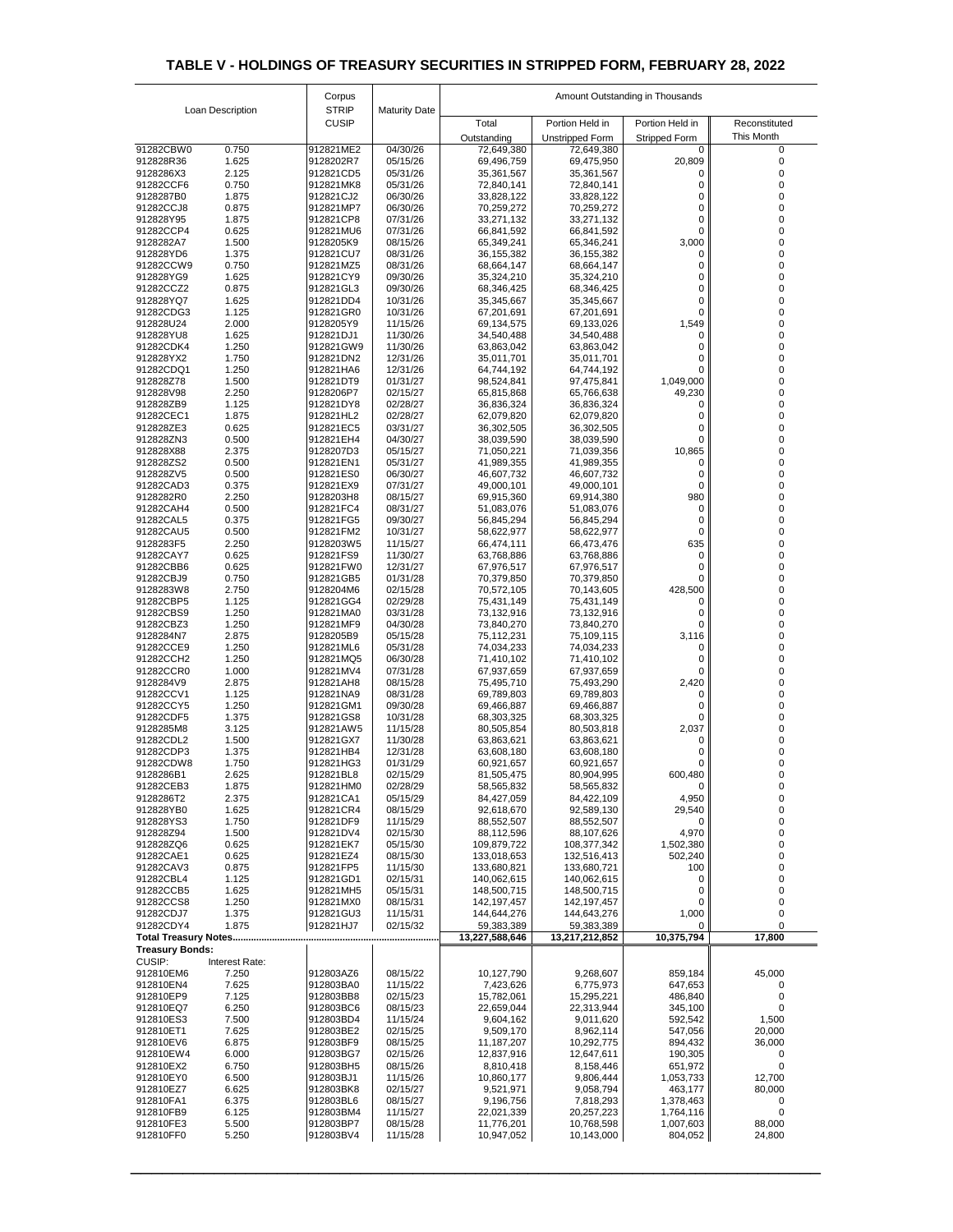## TABLE V - HOLDINGS OF TREASURY SECURITIES IN STRIPPED FORM, FEBRUARY 28, 2022

| Loan Description | | Corpus STRIP CUSIP | Maturity Date | Amount Outstanding in Thousands | | | |
|---|---|---|---|---|---|---|---|
| | | | | Total Outstanding | Portion Held in Unstripped Form | Portion Held in Stripped Form | Reconstituted This Month |
| 91282CBW0 | 0.750 | 912821ME2 | 04/30/26 | 72,649,380 | 72,649,380 | 0 | 0 |
| 912828R36 | 1.625 | 9128202R7 | 05/15/26 | 69,496,759 | 69,475,950 | 20,809 | 0 |
| 9128286X3 | 2.125 | 912821CD5 | 05/31/26 | 35,361,567 | 35,361,567 | 0 | 0 |
| 91282CCF6 | 0.750 | 912821MK8 | 05/31/26 | 72,840,141 | 72,840,141 | 0 | 0 |
| 9128287B0 | 1.875 | 912821CJ2 | 06/30/26 | 33,828,122 | 33,828,122 | 0 | 0 |
| 91282CCJ8 | 0.875 | 912821MP7 | 06/30/26 | 70,259,272 | 70,259,272 | 0 | 0 |
| 912828Y95 | 1.875 | 912821CP8 | 07/31/26 | 33,271,132 | 33,271,132 | 0 | 0 |
| 91282CCP4 | 0.625 | 912821MU6 | 07/31/26 | 66,841,592 | 66,841,592 | 0 | 0 |
| 9128282A7 | 1.500 | 9128205K9 | 08/15/26 | 65,349,241 | 65,346,241 | 3,000 | 0 |
| 912828YD6 | 1.375 | 912821CU7 | 08/31/26 | 36,155,382 | 36,155,382 | 0 | 0 |
| 91282CCW9 | 0.750 | 912821MZ5 | 08/31/26 | 68,664,147 | 68,664,147 | 0 | 0 |
| 912828YG9 | 1.625 | 912821CY9 | 09/30/26 | 35,324,210 | 35,324,210 | 0 | 0 |
| 91282CCZ2 | 0.875 | 912821GL3 | 09/30/26 | 68,346,425 | 68,346,425 | 0 | 0 |
| 912828YQ7 | 1.625 | 912821DD4 | 10/31/26 | 35,345,667 | 35,345,667 | 0 | 0 |
| 91282CDG3 | 1.125 | 912821GR0 | 10/31/26 | 67,201,691 | 67,201,691 | 0 | 0 |
| 912828U24 | 2.000 | 9128205Y9 | 11/15/26 | 69,134,575 | 69,133,026 | 1,549 | 0 |
| 912828YU8 | 1.625 | 912821DJ1 | 11/30/26 | 34,540,488 | 34,540,488 | 0 | 0 |
| 91282CDK4 | 1.250 | 912821GW9 | 11/30/26 | 63,863,042 | 63,863,042 | 0 | 0 |
| 912828YX2 | 1.750 | 912821DN2 | 12/31/26 | 35,011,701 | 35,011,701 | 0 | 0 |
| 91282CDQ1 | 1.250 | 912821HA6 | 12/31/26 | 64,744,192 | 64,744,192 | 0 | 0 |
| 912828Z78 | 1.500 | 912821DT9 | 01/31/27 | 98,524,841 | 97,475,841 | 1,049,000 | 0 |
| 912828V98 | 2.250 | 9128206P7 | 02/15/27 | 65,815,868 | 65,766,638 | 49,230 | 0 |
| 912828ZB9 | 1.125 | 912821DY8 | 02/28/27 | 36,836,324 | 36,836,324 | 0 | 0 |
| 91282CEC1 | 1.875 | 912821HL2 | 02/28/27 | 62,079,820 | 62,079,820 | 0 | 0 |
| 912828ZE3 | 0.625 | 912821EC5 | 03/31/27 | 36,302,505 | 36,302,505 | 0 | 0 |
| 912828ZN3 | 0.500 | 912821EH4 | 04/30/27 | 38,039,590 | 38,039,590 | 0 | 0 |
| 912828X88 | 2.375 | 9128207D3 | 05/15/27 | 71,050,221 | 71,039,356 | 10,865 | 0 |
| 912828ZS2 | 0.500 | 912821EN1 | 05/31/27 | 41,989,355 | 41,989,355 | 0 | 0 |
| 912828ZV5 | 0.500 | 912821ES0 | 06/30/27 | 46,607,732 | 46,607,732 | 0 | 0 |
| 91282CAD3 | 0.375 | 912821EX9 | 07/31/27 | 49,000,101 | 49,000,101 | 0 | 0 |
| 9128282R0 | 2.250 | 9128203H8 | 08/15/27 | 69,915,360 | 69,914,380 | 980 | 0 |
| 91282CAH4 | 0.500 | 912821FC4 | 08/31/27 | 51,083,076 | 51,083,076 | 0 | 0 |
| 91282CAL5 | 0.375 | 912821FG5 | 09/30/27 | 56,845,294 | 56,845,294 | 0 | 0 |
| 91282CAU5 | 0.500 | 912821FM2 | 10/31/27 | 58,622,977 | 58,622,977 | 0 | 0 |
| 9128283F5 | 2.250 | 9128203W5 | 11/15/27 | 66,474,111 | 66,473,476 | 635 | 0 |
| 91282CAY7 | 0.625 | 912821FS9 | 11/30/27 | 63,768,886 | 63,768,886 | 0 | 0 |
| 91282CBB6 | 0.625 | 912821FW0 | 12/31/27 | 67,976,517 | 67,976,517 | 0 | 0 |
| 91282CBJ9 | 0.750 | 912821GB5 | 01/31/28 | 70,379,850 | 70,379,850 | 0 | 0 |
| 9128283W8 | 2.750 | 9128204M6 | 02/15/28 | 70,572,105 | 70,143,605 | 428,500 | 0 |
| 91282CBP5 | 1.125 | 912821GG4 | 02/29/28 | 75,431,149 | 75,431,149 | 0 | 0 |
| 91282CBS9 | 1.250 | 912821MA0 | 03/31/28 | 73,132,916 | 73,132,916 | 0 | 0 |
| 91282CBZ3 | 1.250 | 912821MF9 | 04/30/28 | 73,840,270 | 73,840,270 | 0 | 0 |
| 9128284N7 | 2.875 | 9128205B9 | 05/15/28 | 75,112,231 | 75,109,115 | 3,116 | 0 |
| 91282CCE9 | 1.250 | 912821ML6 | 05/31/28 | 74,034,233 | 74,034,233 | 0 | 0 |
| 91282CCH2 | 1.250 | 912821MQ5 | 06/30/28 | 71,410,102 | 71,410,102 | 0 | 0 |
| 91282CCR0 | 1.000 | 912821MV4 | 07/31/28 | 67,937,659 | 67,937,659 | 0 | 0 |
| 9128284V9 | 2.875 | 912821AH8 | 08/15/28 | 75,495,710 | 75,493,290 | 2,420 | 0 |
| 91282CCV1 | 1.125 | 912821NA9 | 08/31/28 | 69,789,803 | 69,789,803 | 0 | 0 |
| 91282CCY5 | 1.250 | 912821GM1 | 09/30/28 | 69,466,887 | 69,466,887 | 0 | 0 |
| 91282CDF5 | 1.375 | 912821GS8 | 10/31/28 | 68,303,325 | 68,303,325 | 0 | 0 |
| 9128285M8 | 3.125 | 912821AW5 | 11/15/28 | 80,505,854 | 80,503,818 | 2,037 | 0 |
| 91282CDL2 | 1.500 | 912821GX7 | 11/30/28 | 63,863,621 | 63,863,621 | 0 | 0 |
| 91282CDP3 | 1.375 | 912821HB4 | 12/31/28 | 63,608,180 | 63,608,180 | 0 | 0 |
| 91282CDW8 | 1.750 | 912821HG3 | 01/31/29 | 60,921,657 | 60,921,657 | 0 | 0 |
| 9128286B1 | 2.625 | 912821BL8 | 02/15/29 | 81,505,475 | 80,904,995 | 600,480 | 0 |
| 91282CEB3 | 1.875 | 912821HM0 | 02/28/29 | 58,565,832 | 58,565,832 | 0 | 0 |
| 9128286T2 | 2.375 | 912821CA1 | 05/15/29 | 84,427,059 | 84,422,109 | 4,950 | 0 |
| 912828YB0 | 1.625 | 912821CR4 | 08/15/29 | 92,618,670 | 92,589,130 | 29,540 | 0 |
| 912828YS3 | 1.750 | 912821DF9 | 11/15/29 | 88,552,507 | 88,552,507 | 0 | 0 |
| 912828Z94 | 1.500 | 912821DV4 | 02/15/30 | 88,112,596 | 88,107,626 | 4,970 | 0 |
| 912828ZQ6 | 0.625 | 912821EK7 | 05/15/30 | 109,879,722 | 108,377,342 | 1,502,380 | 0 |
| 91282CAE1 | 0.625 | 912821EZ4 | 08/15/30 | 133,018,653 | 132,516,413 | 502,240 | 0 |
| 91282CAV3 | 0.875 | 912821FP5 | 11/15/30 | 133,680,821 | 133,680,721 | 100 | 0 |
| 91282CBL4 | 1.125 | 912821GD1 | 02/15/31 | 140,062,615 | 140,062,615 | 0 | 0 |
| 91282CCB5 | 1.625 | 912821MH5 | 05/15/31 | 148,500,715 | 148,500,715 | 0 | 0 |
| 91282CCS8 | 1.250 | 912821MX0 | 08/15/31 | 142,197,457 | 142,197,457 | 0 | 0 |
| 91282CDJ7 | 1.375 | 912821GU3 | 11/15/31 | 144,644,276 | 144,643,276 | 1,000 | 0 |
| 91282CDY4 | 1.875 | 912821HJ7 | 02/15/32 | 59,383,389 | 59,383,389 | 0 | 0 |
| **Total Treasury Notes** | | | | **13,227,588,646** | **13,217,212,852** | **10,375,794** | **17,800** |
| **Treasury Bonds:** | | | | | | | |
| CUSIP: | Interest Rate: | | | | | | |
| 912810EM6 | 7.250 | 912803AZ6 | 08/15/22 | 10,127,790 | 9,268,607 | 859,184 | 45,000 |
| 912810EN4 | 7.625 | 912803BA0 | 11/15/22 | 7,423,626 | 6,775,973 | 647,653 | 0 |
| 912810EP9 | 7.125 | 912803BB8 | 02/15/23 | 15,782,061 | 15,295,221 | 486,840 | 0 |
| 912810EQ7 | 6.250 | 912803BC6 | 08/15/23 | 22,659,044 | 22,313,944 | 345,100 | 0 |
| 912810ES3 | 7.500 | 912803BD4 | 11/15/24 | 9,604,162 | 9,011,620 | 592,542 | 1,500 |
| 912810ET1 | 7.625 | 912803BE2 | 02/15/25 | 9,509,170 | 8,962,114 | 547,056 | 20,000 |
| 912810EV6 | 6.875 | 912803BF9 | 08/15/25 | 11,187,207 | 10,292,775 | 894,432 | 36,000 |
| 912810EW4 | 6.000 | 912803BG7 | 02/15/26 | 12,837,916 | 12,647,611 | 190,305 | 0 |
| 912810EX2 | 6.750 | 912803BH5 | 08/15/26 | 8,810,418 | 8,158,446 | 651,972 | 0 |
| 912810EY0 | 6.500 | 912803BJ1 | 11/15/26 | 10,860,177 | 9,806,444 | 1,053,733 | 12,700 |
| 912810EZ7 | 6.625 | 912803BK8 | 02/15/27 | 9,521,971 | 9,058,794 | 463,177 | 80,000 |
| 912810FA1 | 6.375 | 912803BL6 | 08/15/27 | 9,196,756 | 7,818,293 | 1,378,463 | 0 |
| 912810FB9 | 6.125 | 912803BM4 | 11/15/27 | 22,021,339 | 20,257,223 | 1,764,116 | 0 |
| 912810FE3 | 5.500 | 912803BP7 | 08/15/28 | 11,776,201 | 10,768,598 | 1,007,603 | 88,000 |
| 912810FF0 | 5.250 | 912803BV4 | 11/15/28 | 10,947,052 | 10,143,000 | 804,052 | 24,800 |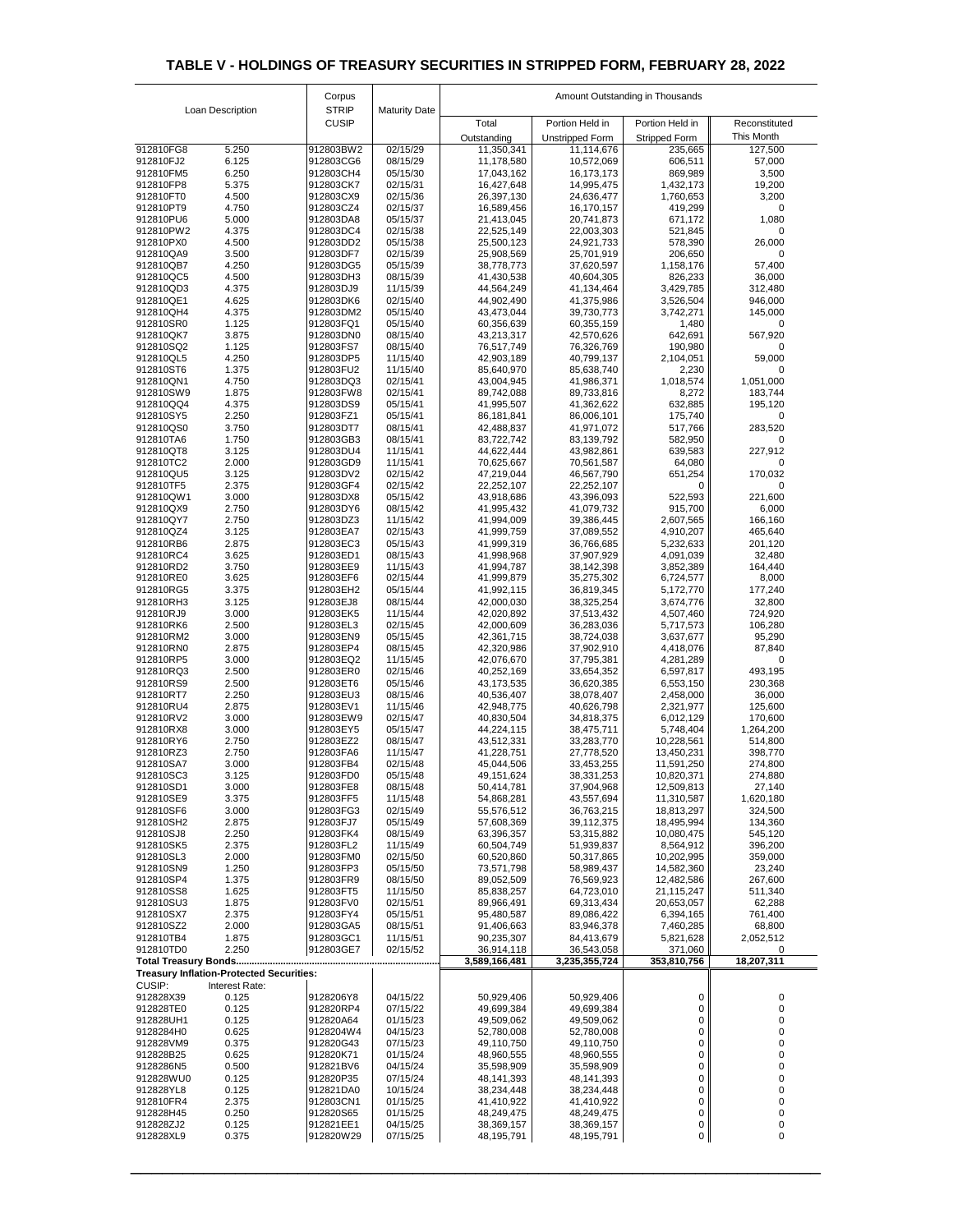## TABLE V - HOLDINGS OF TREASURY SECURITIES IN STRIPPED FORM, FEBRUARY 28, 2022

| Loan Description | | Corpus STRIP CUSIP | Maturity Date | Amount Outstanding in Thousands | | | |
|---|---|---|---|---|---|---|---|
| | | | | Total Outstanding | Portion Held in Unstripped Form | Portion Held in Stripped Form | Reconstituted This Month |
| 912810FG8 | 5.250 | 912803BW2 | 02/15/29 | 11,350,341 | 11,114,676 | 235,665 | 127,500 |
| 912810FJ2 | 6.125 | 912803CG6 | 08/15/29 | 11,178,580 | 10,572,069 | 606,511 | 57,000 |
| 912810FM5 | 6.250 | 912803CH4 | 05/15/30 | 17,043,162 | 16,173,173 | 869,989 | 3,500 |
| 912810FP8 | 5.375 | 912803CK7 | 02/15/31 | 16,427,648 | 14,995,475 | 1,432,173 | 19,200 |
| 912810FT0 | 4.500 | 912803CX9 | 02/15/36 | 26,397,130 | 24,636,477 | 1,760,653 | 3,200 |
| 912810PT9 | 4.750 | 912803CZ4 | 02/15/37 | 16,589,456 | 16,170,157 | 419,299 | 0 |
| 912810PU6 | 5.000 | 912803DA8 | 05/15/37 | 21,413,045 | 20,741,873 | 671,172 | 1,080 |
| 912810PW2 | 4.375 | 912803DC4 | 02/15/38 | 22,525,149 | 22,003,303 | 521,845 | 0 |
| 912810PX0 | 4.500 | 912803DD2 | 05/15/38 | 25,500,123 | 24,921,733 | 578,390 | 26,000 |
| 912810QA9 | 3.500 | 912803DF7 | 02/15/39 | 25,908,569 | 25,701,919 | 206,650 | 0 |
| 912810QB7 | 4.250 | 912803DG5 | 05/15/39 | 38,778,773 | 37,620,597 | 1,158,176 | 57,400 |
| 912810QC5 | 4.500 | 912803DH3 | 08/15/39 | 41,430,538 | 40,604,305 | 826,233 | 36,000 |
| 912810QD3 | 4.375 | 912803DJ9 | 11/15/39 | 44,564,249 | 41,134,464 | 3,429,785 | 312,480 |
| 912810QE1 | 4.625 | 912803DK6 | 02/15/40 | 44,902,490 | 41,375,986 | 3,526,504 | 946,000 |
| 912810QH4 | 4.375 | 912803DM2 | 05/15/40 | 43,473,044 | 39,730,773 | 3,742,271 | 145,000 |
| 912810SR0 | 1.125 | 912803FQ1 | 05/15/40 | 60,356,639 | 60,355,159 | 1,480 | 0 |
| 912810QK7 | 3.875 | 912803DN0 | 08/15/40 | 43,213,317 | 42,570,626 | 642,691 | 567,920 |
| 912810SQ2 | 1.125 | 912803FS7 | 08/15/40 | 76,517,749 | 76,326,769 | 190,980 | 0 |
| 912810QL5 | 4.250 | 912803DP5 | 11/15/40 | 42,903,189 | 40,799,137 | 2,104,051 | 59,000 |
| 912810ST6 | 1.375 | 912803FU2 | 11/15/40 | 85,640,970 | 85,638,740 | 2,230 | 0 |
| 912810QN1 | 4.750 | 912803DQ3 | 02/15/41 | 43,004,945 | 41,986,371 | 1,018,574 | 1,051,000 |
| 912810SW9 | 1.875 | 912803FW8 | 02/15/41 | 89,742,088 | 89,733,816 | 8,272 | 183,744 |
| 912810QQ4 | 4.375 | 912803DS9 | 05/15/41 | 41,995,507 | 41,362,622 | 632,885 | 195,120 |
| 912810SY5 | 2.250 | 912803FZ1 | 05/15/41 | 86,181,841 | 86,006,101 | 175,740 | 0 |
| 912810QS0 | 3.750 | 912803DT7 | 08/15/41 | 42,488,837 | 41,971,072 | 517,766 | 283,520 |
| 912810TA6 | 1.750 | 912803GB3 | 08/15/41 | 83,722,742 | 83,139,792 | 582,950 | 0 |
| 912810QT8 | 3.125 | 912803DU4 | 11/15/41 | 44,622,444 | 43,982,861 | 639,583 | 227,912 |
| 912810TC2 | 2.000 | 912803GD9 | 11/15/41 | 70,625,667 | 70,561,587 | 64,080 | 0 |
| 912810QU5 | 3.125 | 912803DV2 | 02/15/42 | 47,219,044 | 46,567,790 | 651,254 | 170,032 |
| 912810TF5 | 2.375 | 912803GF4 | 02/15/42 | 22,252,107 | 22,252,107 | 0 | 0 |
| 912810QW1 | 3.000 | 912803DX8 | 05/15/42 | 43,918,686 | 43,396,093 | 522,593 | 221,600 |
| 912810QX9 | 2.750 | 912803DY6 | 08/15/42 | 41,995,432 | 41,079,732 | 915,700 | 6,000 |
| 912810QY7 | 2.750 | 912803DZ3 | 11/15/42 | 41,994,009 | 39,386,445 | 2,607,565 | 166,160 |
| 912810QZ4 | 3.125 | 912803EA7 | 02/15/43 | 41,999,759 | 37,089,552 | 4,910,207 | 465,640 |
| 912810RB6 | 2.875 | 912803EC3 | 05/15/43 | 41,999,319 | 36,766,685 | 5,232,633 | 201,120 |
| 912810RC4 | 3.625 | 912803ED1 | 08/15/43 | 41,998,968 | 37,907,929 | 4,091,039 | 32,480 |
| 912810RD2 | 3.750 | 912803EE9 | 11/15/43 | 41,994,787 | 38,142,398 | 3,852,389 | 164,440 |
| 912810RE0 | 3.625 | 912803EF6 | 02/15/44 | 41,999,879 | 35,275,302 | 6,724,577 | 8,000 |
| 912810RG5 | 3.375 | 912803EH2 | 05/15/44 | 41,992,115 | 36,819,345 | 5,172,770 | 177,240 |
| 912810RH3 | 3.125 | 912803EJ8 | 08/15/44 | 42,000,030 | 38,325,254 | 3,674,776 | 32,800 |
| 912810RJ9 | 3.000 | 912803EK5 | 11/15/44 | 42,020,892 | 37,513,432 | 4,507,460 | 724,920 |
| 912810RK6 | 2.500 | 912803EL3 | 02/15/45 | 42,000,609 | 36,283,036 | 5,717,573 | 106,280 |
| 912810RM2 | 3.000 | 912803EN9 | 05/15/45 | 42,361,715 | 38,724,038 | 3,637,677 | 95,290 |
| 912810RN0 | 2.875 | 912803EP4 | 08/15/45 | 42,320,986 | 37,902,910 | 4,418,076 | 87,840 |
| 912810RP5 | 3.000 | 912803EQ2 | 11/15/45 | 42,076,670 | 37,795,381 | 4,281,289 | 0 |
| 912810RQ3 | 2.500 | 912803ER0 | 02/15/46 | 40,252,169 | 33,654,352 | 6,597,817 | 493,195 |
| 912810RS9 | 2.500 | 912803ET6 | 05/15/46 | 43,173,535 | 36,620,385 | 6,553,150 | 230,368 |
| 912810RT7 | 2.250 | 912803EU3 | 08/15/46 | 40,536,407 | 38,078,407 | 2,458,000 | 36,000 |
| 912810RU4 | 2.875 | 912803EV1 | 11/15/46 | 42,948,775 | 40,626,798 | 2,321,977 | 125,600 |
| 912810RV2 | 3.000 | 912803EW9 | 02/15/47 | 40,830,504 | 34,818,375 | 6,012,129 | 170,600 |
| 912810RX8 | 3.000 | 912803EY5 | 05/15/47 | 44,224,115 | 38,475,711 | 5,748,404 | 1,264,200 |
| 912810RY6 | 2.750 | 912803EZ2 | 08/15/47 | 43,512,331 | 33,283,770 | 10,228,561 | 514,800 |
| 912810RZ3 | 2.750 | 912803FA6 | 11/15/47 | 41,228,751 | 27,778,520 | 13,450,231 | 398,770 |
| 912810SA7 | 3.000 | 912803FB4 | 02/15/48 | 45,044,506 | 33,453,255 | 11,591,250 | 274,800 |
| 912810SC3 | 3.125 | 912803FD0 | 05/15/48 | 49,151,624 | 38,331,253 | 10,820,371 | 274,880 |
| 912810SD1 | 3.000 | 912803FE8 | 08/15/48 | 50,414,781 | 37,904,968 | 12,509,813 | 27,140 |
| 912810SE9 | 3.375 | 912803FF5 | 11/15/48 | 54,868,281 | 43,557,694 | 11,310,587 | 1,620,180 |
| 912810SF6 | 3.000 | 912803FG3 | 02/15/49 | 55,576,512 | 36,763,215 | 18,813,297 | 324,500 |
| 912810SH2 | 2.875 | 912803FJ7 | 05/15/49 | 57,608,369 | 39,112,375 | 18,495,994 | 134,360 |
| 912810SJ8 | 2.250 | 912803FK4 | 08/15/49 | 63,396,357 | 53,315,882 | 10,080,475 | 545,120 |
| 912810SK5 | 2.375 | 912803FL2 | 11/15/49 | 60,504,749 | 51,939,837 | 8,564,912 | 396,200 |
| 912810SL3 | 2.000 | 912803FM0 | 02/15/50 | 60,520,860 | 50,317,865 | 10,202,995 | 359,000 |
| 912810SN9 | 1.250 | 912803FP3 | 05/15/50 | 73,571,798 | 58,989,437 | 14,582,360 | 23,240 |
| 912810SP4 | 1.375 | 912803FR9 | 08/15/50 | 89,052,509 | 76,569,923 | 12,482,586 | 267,600 |
| 912810SS8 | 1.625 | 912803FT5 | 11/15/50 | 85,838,257 | 64,723,010 | 21,115,247 | 511,340 |
| 912810SU3 | 1.875 | 912803FV0 | 02/15/51 | 89,966,491 | 69,313,434 | 20,653,057 | 62,288 |
| 912810SX7 | 2.375 | 912803FY4 | 05/15/51 | 95,480,587 | 89,086,422 | 6,394,165 | 761,400 |
| 912810SZ2 | 2.000 | 912803GA5 | 08/15/51 | 91,406,663 | 83,946,378 | 7,460,285 | 68,800 |
| 912810TB4 | 1.875 | 912803GC1 | 11/15/51 | 90,235,307 | 84,413,679 | 5,821,628 | 2,052,512 |
| 912810TD0 | 2.250 | 912803GE7 | 02/15/52 | 36,914,118 | 36,543,058 | 371,060 | 0 |
| **Total Treasury Bonds** | | | | **3,589,166,481** | **3,235,355,724** | **353,810,756** | **18,207,311** |
| **Treasury Inflation-Protected Securities:** | | | | | | | |
| CUSIP: | Interest Rate: | | | | | | |
| 912828X39 | 0.125 | 9128206Y8 | 04/15/22 | 50,929,406 | 50,929,406 | 0 | 0 |
| 912828TE0 | 0.125 | 912820RP4 | 07/15/22 | 49,699,384 | 49,699,384 | 0 | 0 |
| 912828UH1 | 0.125 | 912820A64 | 01/15/23 | 49,509,062 | 49,509,062 | 0 | 0 |
| 9128284H0 | 0.625 | 9128204W4 | 04/15/23 | 52,780,008 | 52,780,008 | 0 | 0 |
| 912828VM9 | 0.375 | 912820G43 | 07/15/23 | 49,110,750 | 49,110,750 | 0 | 0 |
| 912828B25 | 0.625 | 912820K71 | 01/15/24 | 48,960,555 | 48,960,555 | 0 | 0 |
| 9128286N5 | 0.500 | 912821BV6 | 04/15/24 | 35,598,909 | 35,598,909 | 0 | 0 |
| 912828WU0 | 0.125 | 912820P35 | 07/15/24 | 48,141,393 | 48,141,393 | 0 | 0 |
| 912828YL8 | 0.125 | 912821DA0 | 10/15/24 | 38,234,448 | 38,234,448 | 0 | 0 |
| 912810FR4 | 2.375 | 912803CN1 | 01/15/25 | 41,410,922 | 41,410,922 | 0 | 0 |
| 912828H45 | 0.250 | 912820S65 | 01/15/25 | 48,249,475 | 48,249,475 | 0 | 0 |
| 912828ZJ2 | 0.125 | 912821EE1 | 04/15/25 | 38,369,157 | 38,369,157 | 0 | 0 |
| 912828XL9 | 0.375 | 912820W29 | 07/15/25 | 48,195,791 | 48,195,791 | 0 | 0 |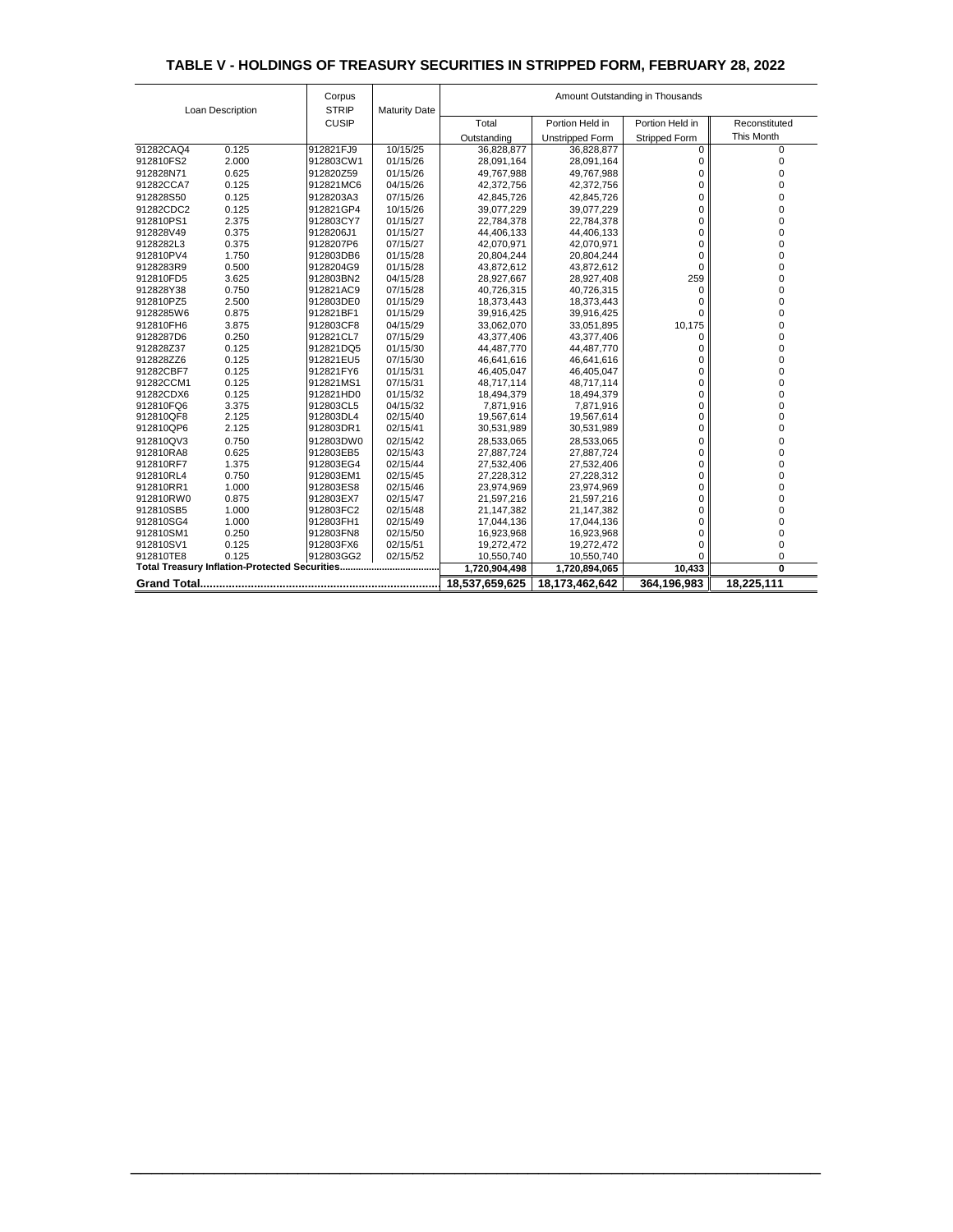# TABLE V - HOLDINGS OF TREASURY SECURITIES IN STRIPPED FORM, FEBRUARY 28, 2022

| Loan Description | | Corpus STRIP CUSIP | Maturity Date | Amount Outstanding in Thousands | | | |
|---|---|---|---|---|---|---|---|
| | | | | Total Outstanding | Portion Held in Unstripped Form | Portion Held in Stripped Form | Reconstituted This Month |
| 91282CAQ4 | 0.125 | 912821FJ9 | 10/15/25 | 36,828,877 | 36,828,877 | 0 | 0 |
| 912810FS2 | 2.000 | 912803CW1 | 01/15/26 | 28,091,164 | 28,091,164 | 0 | 0 |
| 912828N71 | 0.625 | 912820Z59 | 01/15/26 | 49,767,988 | 49,767,988 | 0 | 0 |
| 91282CCA7 | 0.125 | 912821MC6 | 04/15/26 | 42,372,756 | 42,372,756 | 0 | 0 |
| 912828S50 | 0.125 | 9128203A3 | 07/15/26 | 42,845,726 | 42,845,726 | 0 | 0 |
| 91282CDC2 | 0.125 | 912821GP4 | 10/15/26 | 39,077,229 | 39,077,229 | 0 | 0 |
| 912810PS1 | 2.375 | 912803CY7 | 01/15/27 | 22,784,378 | 22,784,378 | 0 | 0 |
| 912828V49 | 0.375 | 9128206J1 | 01/15/27 | 44,406,133 | 44,406,133 | 0 | 0 |
| 9128282L3 | 0.375 | 9128207P6 | 07/15/27 | 42,070,971 | 42,070,971 | 0 | 0 |
| 912810PV4 | 1.750 | 912803DB6 | 01/15/28 | 20,804,244 | 20,804,244 | 0 | 0 |
| 9128283R9 | 0.500 | 9128204G9 | 01/15/28 | 43,872,612 | 43,872,612 | 0 | 0 |
| 912810FD5 | 3.625 | 912803BN2 | 04/15/28 | 28,927,667 | 28,927,408 | 259 | 0 |
| 912828Y38 | 0.750 | 912821AC9 | 07/15/28 | 40,726,315 | 40,726,315 | 0 | 0 |
| 912810PZ5 | 2.500 | 912803DE0 | 01/15/29 | 18,373,443 | 18,373,443 | 0 | 0 |
| 9128285W6 | 0.875 | 912821BF1 | 01/15/29 | 39,916,425 | 39,916,425 | 0 | 0 |
| 912810FH6 | 3.875 | 912803CF8 | 04/15/29 | 33,062,070 | 33,051,895 | 10,175 | 0 |
| 9128287D6 | 0.250 | 912821CL7 | 07/15/29 | 43,377,406 | 43,377,406 | 0 | 0 |
| 912828Z37 | 0.125 | 912821DQ5 | 01/15/30 | 44,487,770 | 44,487,770 | 0 | 0 |
| 912828ZZ6 | 0.125 | 912821EU5 | 07/15/30 | 46,641,616 | 46,641,616 | 0 | 0 |
| 91282CBF7 | 0.125 | 912821FY6 | 01/15/31 | 46,405,047 | 46,405,047 | 0 | 0 |
| 91282CCM1 | 0.125 | 912821MS1 | 07/15/31 | 48,717,114 | 48,717,114 | 0 | 0 |
| 91282CDX6 | 0.125 | 912821HD0 | 01/15/32 | 18,494,379 | 18,494,379 | 0 | 0 |
| 912810FQ6 | 3.375 | 912803CL5 | 04/15/32 | 7,871,916 | 7,871,916 | 0 | 0 |
| 912810QF8 | 2.125 | 912803DL4 | 02/15/40 | 19,567,614 | 19,567,614 | 0 | 0 |
| 912810QP6 | 2.125 | 912803DR1 | 02/15/41 | 30,531,989 | 30,531,989 | 0 | 0 |
| 912810QV3 | 0.750 | 912803DW0 | 02/15/42 | 28,533,065 | 28,533,065 | 0 | 0 |
| 912810RA8 | 0.625 | 912803EB5 | 02/15/43 | 27,887,724 | 27,887,724 | 0 | 0 |
| 912810RF7 | 1.375 | 912803EG4 | 02/15/44 | 27,532,406 | 27,532,406 | 0 | 0 |
| 912810RL4 | 0.750 | 912803EM1 | 02/15/45 | 27,228,312 | 27,228,312 | 0 | 0 |
| 912810RR1 | 1.000 | 912803ES8 | 02/15/46 | 23,974,969 | 23,974,969 | 0 | 0 |
| 912810RW0 | 0.875 | 912803EX7 | 02/15/47 | 21,597,216 | 21,597,216 | 0 | 0 |
| 912810SB5 | 1.000 | 912803FC2 | 02/15/48 | 21,147,382 | 21,147,382 | 0 | 0 |
| 912810SG4 | 1.000 | 912803FH1 | 02/15/49 | 17,044,136 | 17,044,136 | 0 | 0 |
| 912810SM1 | 0.250 | 912803FN8 | 02/15/50 | 16,923,968 | 16,923,968 | 0 | 0 |
| 912810SV1 | 0.125 | 912803FX6 | 02/15/51 | 19,272,472 | 19,272,472 | 0 | 0 |
| 912810TE8 | 0.125 | 912803GG2 | 02/15/52 | 10,550,740 | 10,550,740 | 0 | 0 |
| **Total Treasury Inflation-Protected Securities** | | | | **1,720,904,498** | **1,720,894,065** | **10,433** | **0** |
| **Grand Total** | | | | **18,537,659,625** | **18,173,462,642** | **364,196,983** | **18,225,111** |